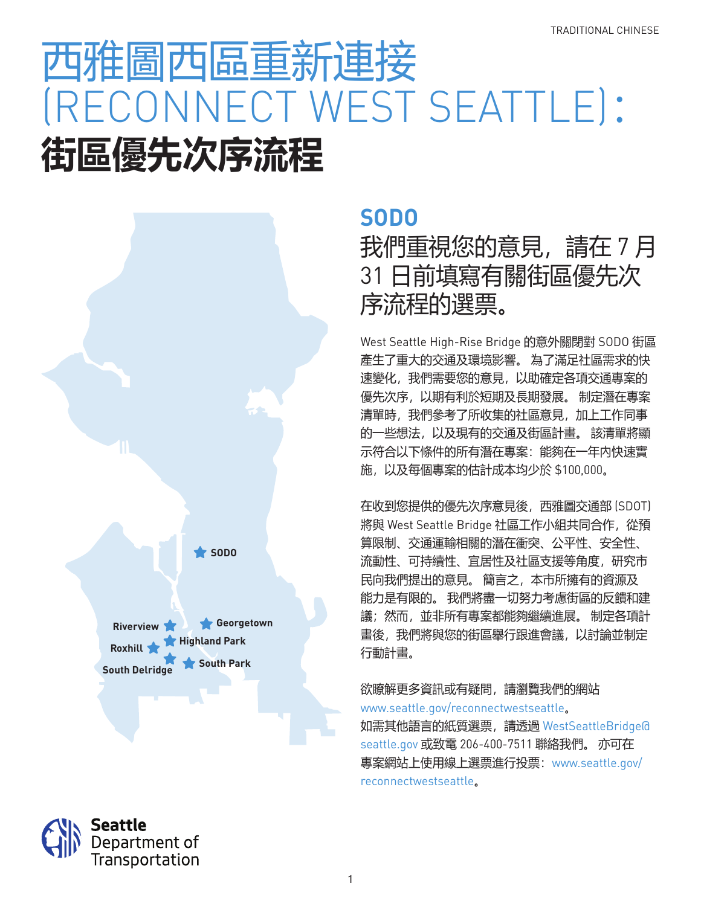# 西雅圖西區重新連接 (RECONNECT WEST SEATTLE)：
# 街區優先次序流程

Riverview
Roxhill
South Delridge
SODO
Georgetown
Highland Park
South Park

## SODO

### 我們重視您的意見，請在 7 月 31 日前填寫有關街區優先次序流程的選票。

West Seattle High-Rise Bridge 的意外關閉對 SODO 街區產生了重大的交通及環境影響。 為了滿足社區需求的快速變化，我們需要您的意見，以助確定各項交通專案的優先次序，以期有利於短期及長期發展。 制定潛在專案清單時，我們參考了所收集的社區意見，加上工作同事的一些想法，以及現有的交通及街區計畫。 該清單將顯示符合以下條件的所有潛在專案：能夠在一年內快速實施，以及每個專案的估計成本均少於 $100,000。

在收到您提供的優先次序意見後，西雅圖交通部 (SDOT) 將與 West Seattle Bridge 社區工作小組共同合作，從預算限制、交通運輸相關的潛在衝突、公平性、安全性、流動性、可持續性、宜居性及社區支援等角度，研究市民向我們提出的意見。 簡言之，本市所擁有的資源及能力是有限的。 我們將盡一切努力考慮街區的反饋和建議；然而，並非所有專案都能夠繼續進展。 制定各項計畫後，我們將與您的街區舉行跟進會議，以討論並制定行動計畫。

欲瞭解更多資訊或有疑問，請瀏覽我們的網站 www.seattle.gov/reconnectwestseattle。
如需其他語言的紙質選票，請透過 WestSeattleBridge@seattle.gov 或致電 206-400-7511 聯絡我們。 亦可在專案網站上使用線上選票進行投票：www.seattle.gov/reconnectwestseattle。

Seattle Department of Transportation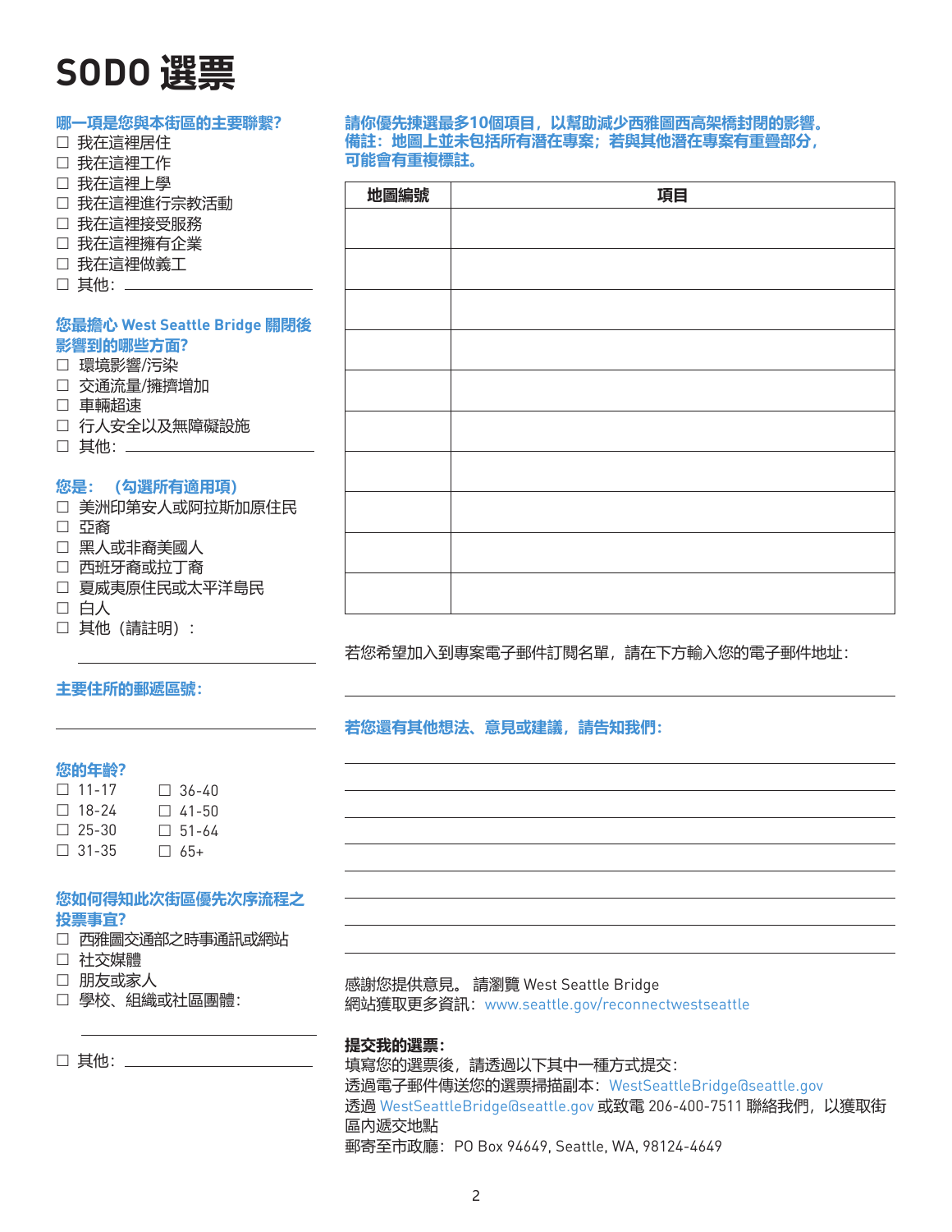# SODO 選票

**哪一項是您與本街區的主要聯繫?**

- ☐ 我在這裡居住
- ☐ 我在這裡工作
- ☐ 我在這裡上學
- ☐ 我在這裡進行宗教活動
- ☐ 我在這裡接受服務
- ☐ 我在這裡擁有企業
- ☐ 我在這裡做義工
- ☐ 其他：\_\_\_\_\_\_\_\_\_\_\_\_\_\_\_\_

**您最擔心 West Seattle Bridge 關閉後影響到的哪些方面?**

- ☐ 環境影響/污染
- ☐ 交通流量/擁擠增加
- ☐ 車輛超速
- ☐ 行人安全以及無障礙設施
- ☐ 其他：\_\_\_\_\_\_\_\_\_\_\_\_\_\_\_\_

**您是：（勾選所有適用項）**

- ☐ 美洲印第安人或阿拉斯加原住民
- ☐ 亞裔
- ☐ 黑人或非裔美國人
- ☐ 西班牙裔或拉丁裔
- ☐ 夏威夷原住民或太平洋島民
- ☐ 白人
- ☐ 其他（請註明）：

\_\_\_\_\_\_\_\_\_\_\_\_\_\_\_\_

**主要住所的郵遞區號：**

\_\_\_\_\_\_\_\_\_\_\_\_\_\_\_\_

**您的年齡?**

- ☐ 11-17
- ☐ 18-24
- ☐ 25-30
- ☐ 31-35
- ☐ 36-40
- ☐ 41-50
- ☐ 51-64
- ☐ 65+

**您如何得知此次街區優先次序流程之投票事宜?**

- ☐ 西雅圖交通部之時事通訊或網站
- ☐ 社交媒體
- ☐ 朋友或家人
- ☐ 學校、組織或社區團體：

\_\_\_\_\_\_\_\_\_\_\_\_\_\_\_\_

- ☐ 其他：\_\_\_\_\_\_\_\_\_\_\_\_\_\_\_\_

**請你優先揀選最多10個項目，以幫助減少西雅圖西高架橋封閉的影響。**
**備註：地圖上並未包括所有潛在專案；若與其他潛在專案有重疊部分，可能會有重複標註。**

| 地圖編號 | 項目 |
|---|---|
| | |
| | |
| | |
| | |
| | |
| | |
| | |
| | |
| | |
| | |

若您希望加入到專案電子郵件訂閱名單，請在下方輸入您的電子郵件地址：

\_\_\_\_\_\_\_\_\_\_\_\_\_\_\_\_

**若您還有其他想法、意見或建議，請告知我們：**

\_\_\_\_\_\_\_\_\_\_\_\_\_\_\_\_

感謝您提供意見。 請瀏覽 West Seattle Bridge 網站獲取更多資訊：www.seattle.gov/reconnectwestseattle

**提交我的選票：**

填寫您的選票後，請透過以下其中一種方式提交：

透過電子郵件傳送您的選票掃描副本：WestSeattleBridge@seattle.gov

透過 WestSeattleBridge@seattle.gov 或致電 206-400-7511 聯絡我們，以獲取街區內遞交地點

郵寄至市政廳：PO Box 94649, Seattle, WA, 98124-4649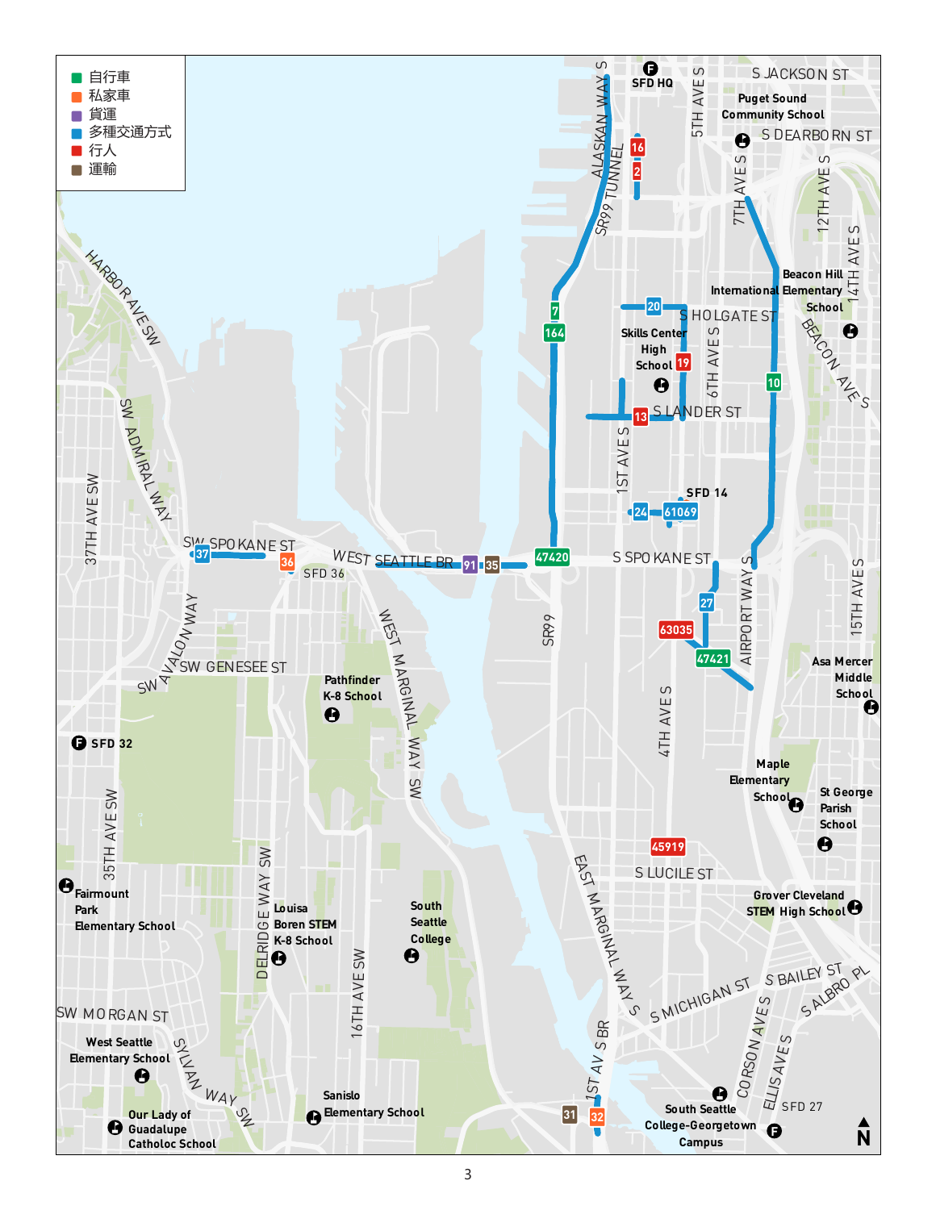- 自行車
- 私家車
- 貨運
- 多種交通方式
- 行人
- 運輸

SFD HQ

S JACKSON ST

Puget Sound Community School

S DEARBORN ST

ALASKAN WAY S

SR99 TUNNEL

5TH AVE S

7TH AVE S

12TH AVE S

14TH AVE S

Beacon Hill International Elementary School

BEACON AVE S

S HOLGATE ST

Skills Center High School

6TH AVE S

S LANDER ST

1ST AVE S

SFD 14

S SPOKANE ST

AIRPORT WAY S

15TH AVE S

HARBOR AVE SW

SW ADMIRAL WAY

37TH AVE SW

SW SPOKANE ST

SFD 36

WEST SEATTLE BR

SR99

SW AVALON WAY

SW GENESEE ST

Pathfinder K-8 School

WEST MARGINAL WAY SW

4TH AVE S

Asa Mercer Middle School

SFD 32

Maple Elementary School

St George Parish School

35TH AVE SW

S LUCILE ST

Fairmount Park Elementary School

DELRIDGE WAY SW

Louisa Boren STEM K-8 School

South Seattle College

EAST MARGINAL WAY S

Grover Cleveland STEM High School

S BAILEY ST

S ALBRO PL

S MICHIGAN ST

SW MORGAN ST

16TH AVE SW

West Seattle Elementary School

SYLVAN WAY SW

1ST AV S BR

CORSON AVE S

ELLIS AVE S

Our Lady of Guadalupe Catholoc School

Sanislo Elementary School

South Seattle College-Georgetown Campus

SFD 27

N

16, 2, 7, 164, 20, 19, 13, 10, 24, 61069, 37, 36, 91, 35, 47420, 27, 63035, 47421, 45919, 31, 32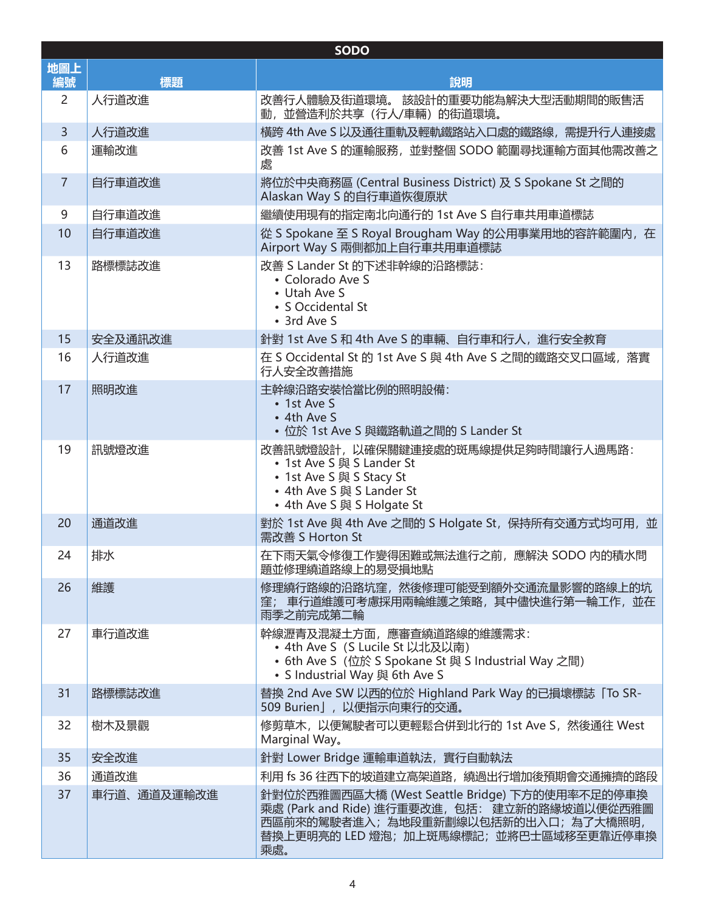| SODO | | |
|---|---|---|
| 地圖上編號 | 標題 | 說明 |
| 2 | 人行道改進 | 改善行人體驗及街道環境。 該設計的重要功能為解決大型活動期間的販售活動，並營造利於共享（行人/車輛）的街道環境。 |
| 3 | 人行道改進 | 橫跨 4th Ave S 以及通往重軌及輕軌鐵路站入口處的鐵路線，需提升行人連接處 |
| 6 | 運輸改進 | 改善 1st Ave S 的運輸服務，並對整個 SODO 範圍尋找運輸方面其他需改善之處 |
| 7 | 自行車道改進 | 將位於中央商務區 (Central Business District) 及 S Spokane St 之間的 Alaskan Way S 的自行車道恢復原狀 |
| 9 | 自行車道改進 | 繼續使用現有的指定南北向通行的 1st Ave S 自行車共用車道標誌 |
| 10 | 自行車道改進 | 從 S Spokane 至 S Royal Brougham Way 的公用事業用地的容許範圍內，在 Airport Way S 兩側都加上自行車共用車道標誌 |
| 13 | 路標標誌改進 | 改善 S Lander St 的下述非幹線的沿路標誌：<br>• Colorado Ave S<br>• Utah Ave S<br>• S Occidental St<br>• 3rd Ave S |
| 15 | 安全及通訊改進 | 針對 1st Ave S 和 4th Ave S 的車輛、自行車和行人，進行安全教育 |
| 16 | 人行道改進 | 在 S Occidental St 的 1st Ave S 與 4th Ave S 之間的鐵路交叉口區域，落實行人安全改善措施 |
| 17 | 照明改進 | 主幹線沿路安裝恰當比例的照明設備：<br>• 1st Ave S<br>• 4th Ave S<br>• 位於 1st Ave S 與鐵路軌道之間的 S Lander St |
| 19 | 訊號燈改進 | 改善訊號燈設計，以確保關鍵連接處的斑馬線提供足夠時間讓行人過馬路：<br>• 1st Ave S 與 S Lander St<br>• 1st Ave S 與 S Stacy St<br>• 4th Ave S 與 S Lander St<br>• 4th Ave S 與 S Holgate St |
| 20 | 通道改進 | 對於 1st Ave 與 4th Ave 之間的 S Holgate St，保持所有交通方式均可用，並需改善 S Horton St |
| 24 | 排水 | 在下雨天氣令修復工作變得困難或無法進行之前，應解決 SODO 內的積水問題並修理繞道路線上的易受損地點 |
| 26 | 維護 | 修理繞行路線的沿路坑窪，然後修理可能受到額外交通流量影響的路線上的坑窪； 車行道維護可考慮採用兩輪維護之策略，其中儘快進行第一輪工作，並在雨季之前完成第二輪 |
| 27 | 車行道改進 | 幹線瀝青及混凝土方面，應審查繞道路線的維護需求：<br>• 4th Ave S（S Lucile St 以北及以南）<br>• 6th Ave S（位於 S Spokane St 與 S Industrial Way 之間）<br>• S Industrial Way 與 6th Ave S |
| 31 | 路標標誌改進 | 替換 2nd Ave SW 以西的位於 Highland Park Way 的已損壞標誌「To SR-509 Burien」，以便指示向東行的交通。 |
| 32 | 樹木及景觀 | 修剪草木，以便駕駛者可以更輕鬆合併到北行的 1st Ave S，然後通往 West Marginal Way。 |
| 35 | 安全改進 | 針對 Lower Bridge 運輸車道執法，實行自動執法 |
| 36 | 通道改進 | 利用 fs 36 往西下的坡道建立高架道路，繞過出行增加後預期會交通擁擠的路段 |
| 37 | 車行道、通道及運輸改進 | 針對位於西雅圖西區大橋 (West Seattle Bridge) 下方的使用率不足的停車換乘處 (Park and Ride) 進行重要改進，包括： 建立新的路緣坡道以便從西雅圖西區前來的駕駛者進入；為地段重新劃線以包括新的出入口；為了大橋照明，替換上更明亮的 LED 燈泡；加上斑馬線標記；並將巴士區域移至更靠近停車換乘處。 |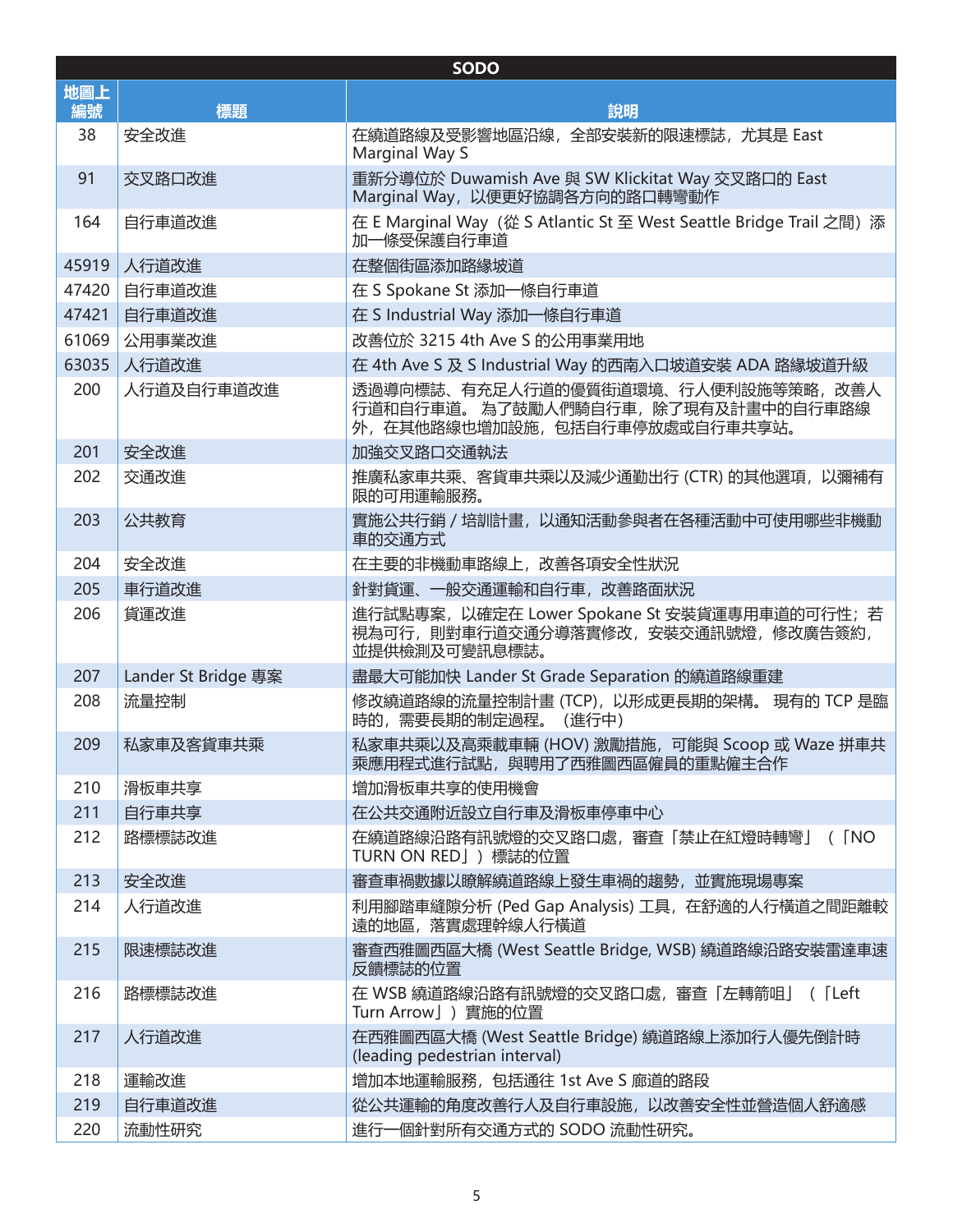| SODO | | |
|---|---|---|
| 地圖上編號 | 標題 | 說明 |
| 38 | 安全改進 | 在繞道路線及受影響地區沿線，全部安裝新的限速標誌，尤其是 East Marginal Way S |
| 91 | 交叉路口改進 | 重新分導位於 Duwamish Ave 與 SW Klickitat Way 交叉路口的 East Marginal Way，以便更好協調各方向的路口轉彎動作 |
| 164 | 自行車道改進 | 在 E Marginal Way（從 S Atlantic St 至 West Seattle Bridge Trail 之間）添加一條受保護自行車道 |
| 45919 | 人行道改進 | 在整個街區添加路緣坡道 |
| 47420 | 自行車道改進 | 在 S Spokane St 添加一條自行車道 |
| 47421 | 自行車道改進 | 在 S Industrial Way 添加一條自行車道 |
| 61069 | 公用事業改進 | 改善位於 3215 4th Ave S 的公用事業用地 |
| 63035 | 人行道改進 | 在 4th Ave S 及 S Industrial Way 的西南入口坡道安裝 ADA 路緣坡道升級 |
| 200 | 人行道及自行車道改進 | 透過導向標誌、有充足人行道的優質街道環境、行人便利設施等策略，改善人行道和自行車道。 為了鼓勵人們騎自行車，除了現有及計畫中的自行車路線外，在其他路線也增加設施，包括自行車停放處或自行車共享站。 |
| 201 | 安全改進 | 加強交叉路口交通執法 |
| 202 | 交通改進 | 推廣私家車共乘、客貨車共乘以及減少通勤出行 (CTR) 的其他選項，以彌補有限的可用運輸服務。 |
| 203 | 公共教育 | 實施公共行銷 / 培訓計畫，以通知活動參與者在各種活動中可使用哪些非機動車的交通方式 |
| 204 | 安全改進 | 在主要的非機動車路線上，改善各項安全性狀況 |
| 205 | 車行道改進 | 針對貨運、一般交通運輸和自行車，改善路面狀況 |
| 206 | 貨運改進 | 進行試點專案，以確定在 Lower Spokane St 安裝貨運專用車道的可行性；若視為可行，則對車行道交通分導落實修改，安裝交通訊號燈，修改廣告簽約，並提供檢測及可變訊息標誌。 |
| 207 | Lander St Bridge 專案 | 盡最大可能加快 Lander St Grade Separation 的繞道路線重建 |
| 208 | 流量控制 | 修改繞道路線的流量控制計畫 (TCP)，以形成更長期的架構。 現有的 TCP 是臨時的，需要長期的制定過程。（進行中） |
| 209 | 私家車及客貨車共乘 | 私家車共乘以及高乘載車輛 (HOV) 激勵措施，可能與 Scoop 或 Waze 拼車共乘應用程式進行試點，與聘用了西雅圖西區僱員的重點僱主合作 |
| 210 | 滑板車共享 | 增加滑板車共享的使用機會 |
| 211 | 自行車共享 | 在公共交通附近設立自行車及滑板車停車中心 |
| 212 | 路標標誌改進 | 在繞道路線沿路有訊號燈的交叉路口處，審查「禁止在紅燈時轉彎」（「NO TURN ON RED」）標誌的位置 |
| 213 | 安全改進 | 審查車禍數據以瞭解繞道路線上發生車禍的趨勢，並實施現場專案 |
| 214 | 人行道改進 | 利用腳踏車縫隙分析 (Ped Gap Analysis) 工具，在舒適的人行橫道之間距離較遠的地區，落實處理幹線人行橫道 |
| 215 | 限速標誌改進 | 審查西雅圖西區大橋 (West Seattle Bridge, WSB) 繞道路線沿路安裝雷達車速反饋標誌的位置 |
| 216 | 路標標誌改進 | 在 WSB 繞道路線沿路有訊號燈的交叉路口處，審查「左轉箭咀」（「Left Turn Arrow」）實施的位置 |
| 217 | 人行道改進 | 在西雅圖西區大橋 (West Seattle Bridge) 繞道路線上添加行人優先倒計時 (leading pedestrian interval) |
| 218 | 運輸改進 | 增加本地運輸服務，包括通往 1st Ave S 廊道的路段 |
| 219 | 自行車道改進 | 從公共運輸的角度改善行人及自行車設施，以改善安全性並營造個人舒適感 |
| 220 | 流動性研究 | 進行一個針對所有交通方式的 SODO 流動性研究。 |